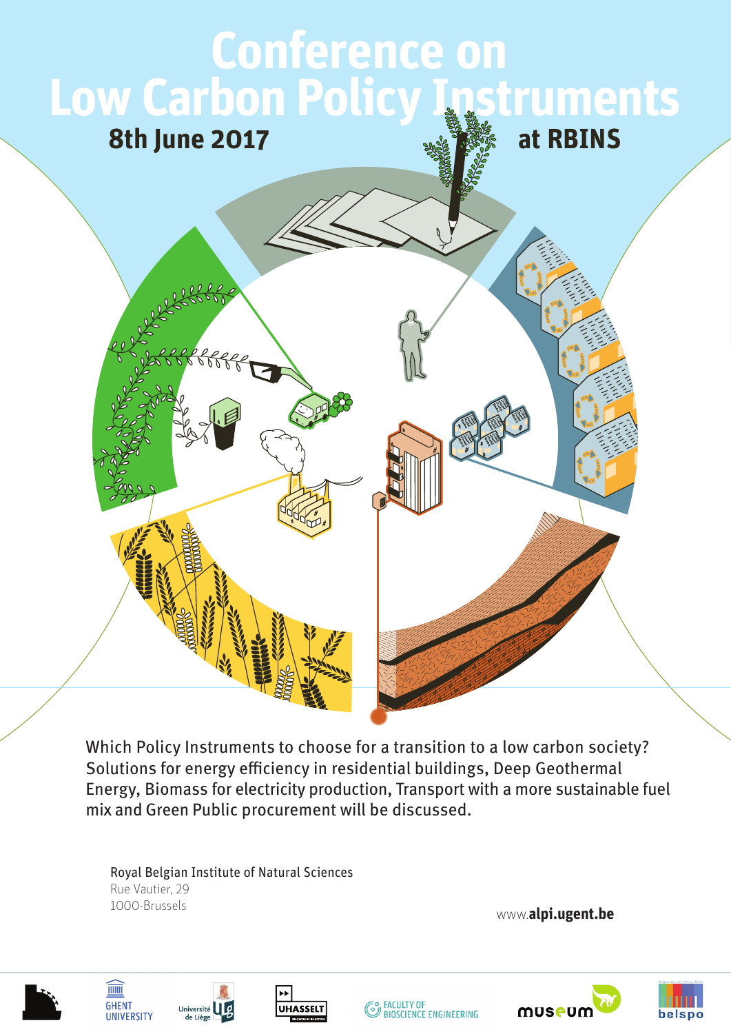# Conference on Low Carbon Policy Instruments

**8th June 2017** **at RBINS**

Which Policy Instruments to choose for a transition to a low carbon society? Solutions for energy efficiency in residential buildings, Deep Geothermal Energy, Biomass for electricity production, Transport with a more sustainable fuel mix and Green Public procurement will be discussed.

Royal Belgian Institute of Natural Sciences
Rue Vautier, 29
1000-Brussels

www.**alpi.ugent.be**

GHENT UNIVERSITY · Université de Liège · UHASSELT · FACULTY OF BIOSCIENCE ENGINEERING · museum · belspo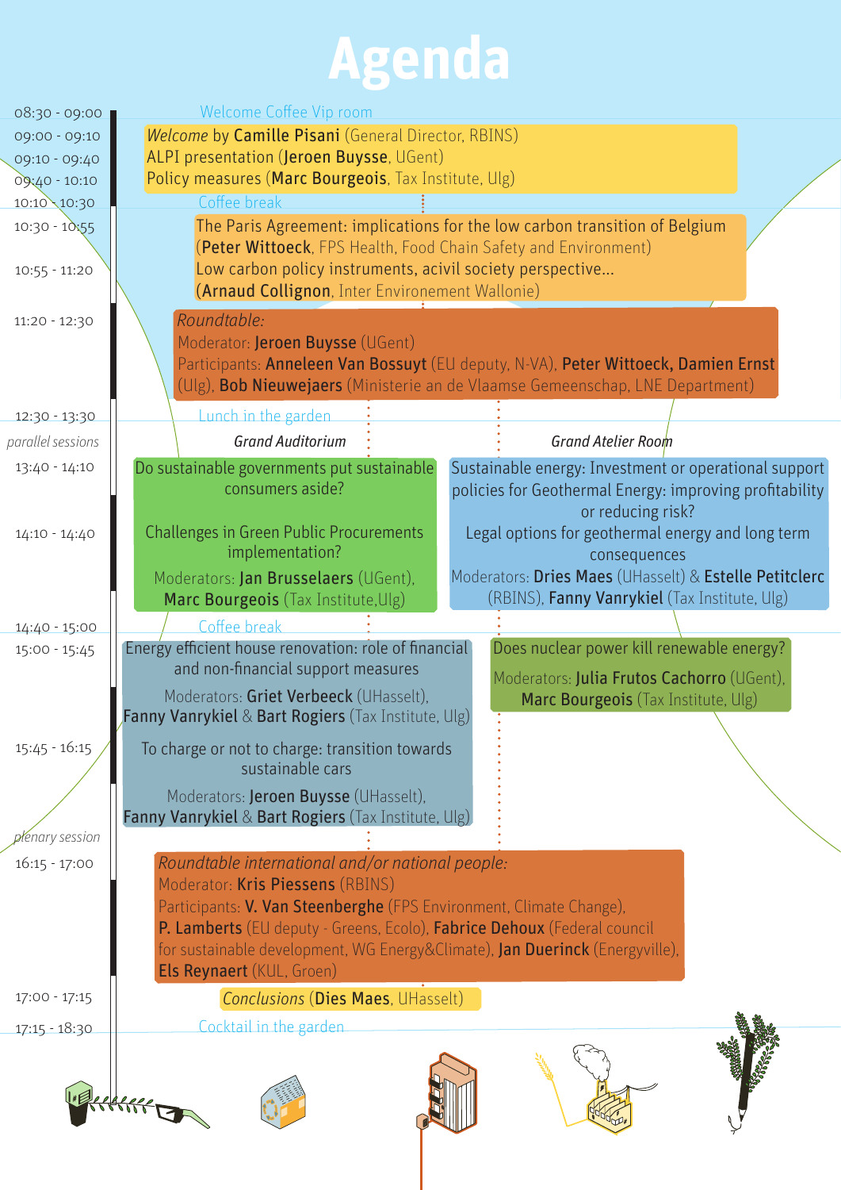# Agenda

**08:30 - 09:00** Welcome Coffee Vip room

**09:00 - 09:10** *Welcome* by **Camille Pisani** (General Director, RBINS)

**09:10 - 09:40** ALPI presentation (**Jeroen Buysse**, UGent)

**09:40 - 10:10** Policy measures (**Marc Bourgeois**, Tax Institute, Ulg)

**10:10 - 10:30** Coffee break

**10:30 - 10:55** The Paris Agreement: implications for the low carbon transition of Belgium (**Peter Wittoeck**, FPS Health, Food Chain Safety and Environment)

**10:55 - 11:20** Low carbon policy instruments, acivil society perspective... (**Arnaud Collignon**, Inter Environement Wallonie)

**11:20 - 12:30** *Roundtable:*
Moderator: **Jeroen Buysse** (UGent)
Participants: **Anneleen Van Bossuyt** (EU deputy, N-VA), **Peter Wittoeck, Damien Ernst** (Ulg), **Bob Nieuwejaers** (Ministerie an de Vlaamse Gemeenschap, LNE Department)

**12:30 - 13:30** Lunch in the garden

*parallel sessions*

## Grand Auditorium

**13:40 - 14:10** Do sustainable governments put sustainable consumers aside?

**14:10 - 14:40** Challenges in Green Public Procurements implementation?

Moderators: **Jan Brusselaers** (UGent), **Marc Bourgeois** (Tax Institute,Ulg)

## Grand Atelier Room

**13:40 - 14:10** Sustainable energy: Investment or operational support policies for Geothermal Energy: improving profitability or reducing risk?

**14:10 - 14:40** Legal options for geothermal energy and long term consequences

Moderators: **Dries Maes** (UHasselt) & **Estelle Petitclerc** (RBINS), **Fanny Vanrykiel** (Tax Institute, Ulg)

**14:40 - 15:00** Coffee break

## Grand Auditorium

**15:00 - 15:45** Energy efficient house renovation: role of financial and non-financial support measures

Moderators: **Griet Verbeeck** (UHasselt), **Fanny Vanrykiel** & **Bart Rogiers** (Tax Institute, Ulg)

**15:45 - 16:15** To charge or not to charge: transition towards sustainable cars

Moderators: **Jeroen Buysse** (UHasselt), **Fanny Vanrykiel** & **Bart Rogiers** (Tax Institute, Ulg)

## Grand Atelier Room

**15:00 - 15:45** Does nuclear power kill renewable energy?

Moderators: **Julia Frutos Cachorro** (UGent), **Marc Bourgeois** (Tax Institute, Ulg)

*plenary session*

**16:15 - 17:00** *Roundtable international and/or national people:*
Moderator: **Kris Piessens** (RBINS)
Participants: **V. Van Steenberghe** (FPS Environment, Climate Change), **P. Lamberts** (EU deputy - Greens, Ecolo), **Fabrice Dehoux** (Federal council for sustainable development, WG Energy&Climate), **Jan Duerinck** (Energyville), **Els Reynaert** (KUL, Groen)

**17:00 - 17:15** *Conclusions* (**Dies Maes**, UHasselt)

**17:15 - 18:30** Cocktail in the garden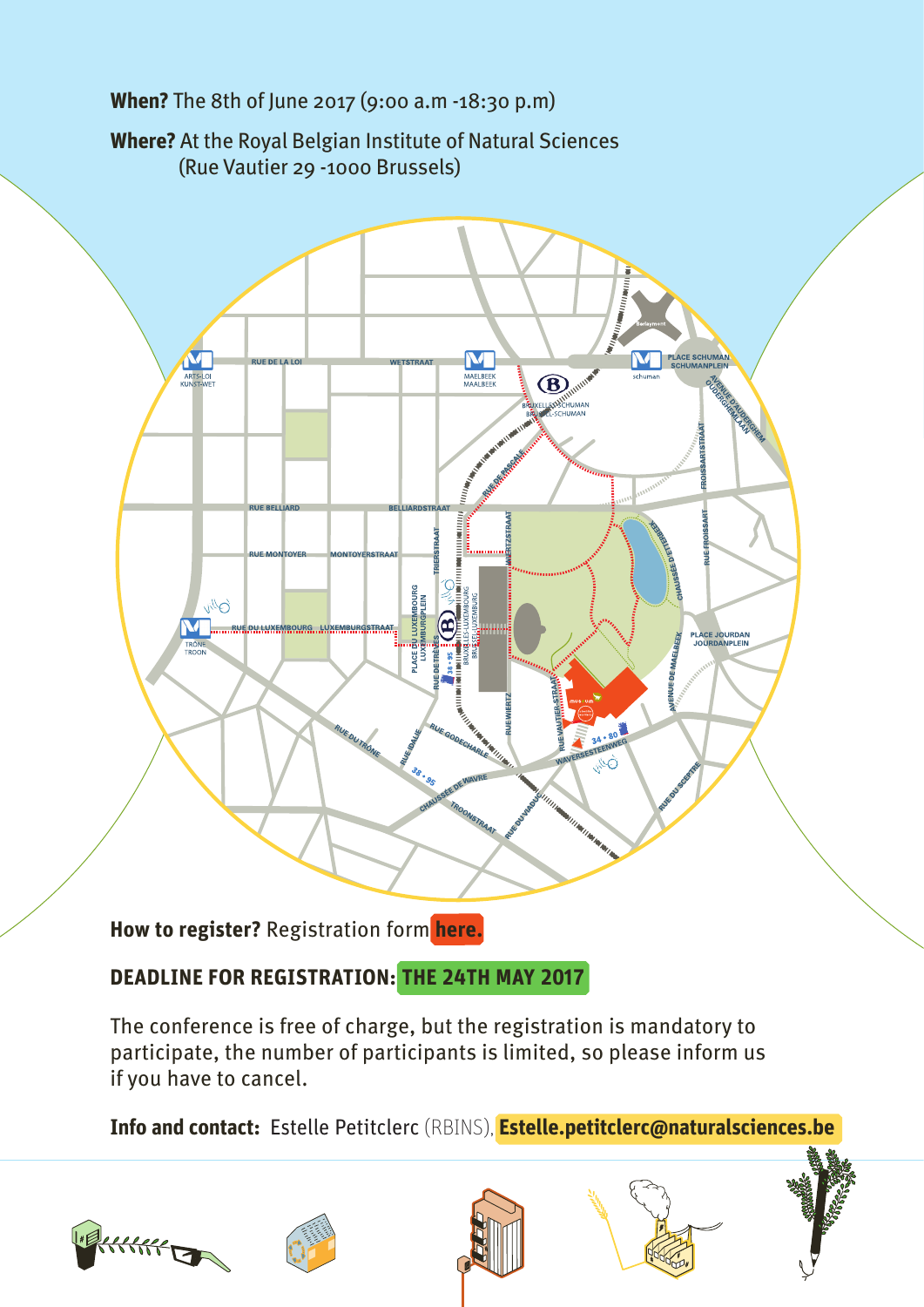**When?** The 8th of June 2017 (9:00 a.m -18:30 p.m)

**Where?** At the Royal Belgian Institute of Natural Sciences (Rue Vautier 29 -1000 Brussels)

ARTS-LOI KUNST-WET

RUE DE LA LOI

WETSTRAAT

MAELBEEK MAALBEEK

BRUXELLES-SCHUMAN BRUSSEL-SCHUMAN

schuman

PLACE SCHUMAN SCHUMANPLEIN

Berlaymont

AVENUE D'AUDERGHEM OUDERGEMLAAN

RUE DE PASCALE

RUE BELLIARD

BELLIARDSTRAAT

FROISSARTSTRAAT

RUE FROISSART

RUE MONTOYER

MONTOYERSTRAAT

TRIERSTRAAT

WIERTZSTRAAT

CHAUSSÉE D'ETTERBEEK

RUE DU LUXEMBOURG

LUXEMBURGSTRAAT

PLACE DU LUXEMBOURG LUXEMBURGPLEIN

BRUXELLES-LUXEMBOURG BRUSSEL-LUXEMBURG

PLACE JOURDAN JOURDANPLEIN

TRÔNE TROON

RUE DE TRÈVES

38 • 95

RUE WIERTZ

RUE VAUTIER-STRAAT

AVENUE DE MAELBEEK

RUE DU TRÔNE

RUE IDALIE

RUE GODECHARLE

34 • 80

WAVERSESTEENWEG

38 • 95

CHAUSSÉE DE WAVRE

TROONSTRAAT

RUE DU VIADUC

RUE DU SCEPTRE

**How to register?** Registration form **here.**

**DEADLINE FOR REGISTRATION: THE 24TH MAY 2017**

The conference is free of charge, but the registration is mandatory to participate, the number of participants is limited, so please inform us if you have to cancel.

**Info and contact:** Estelle Petitclerc (RBINS), **Estelle.petitclerc@naturalsciences.be**